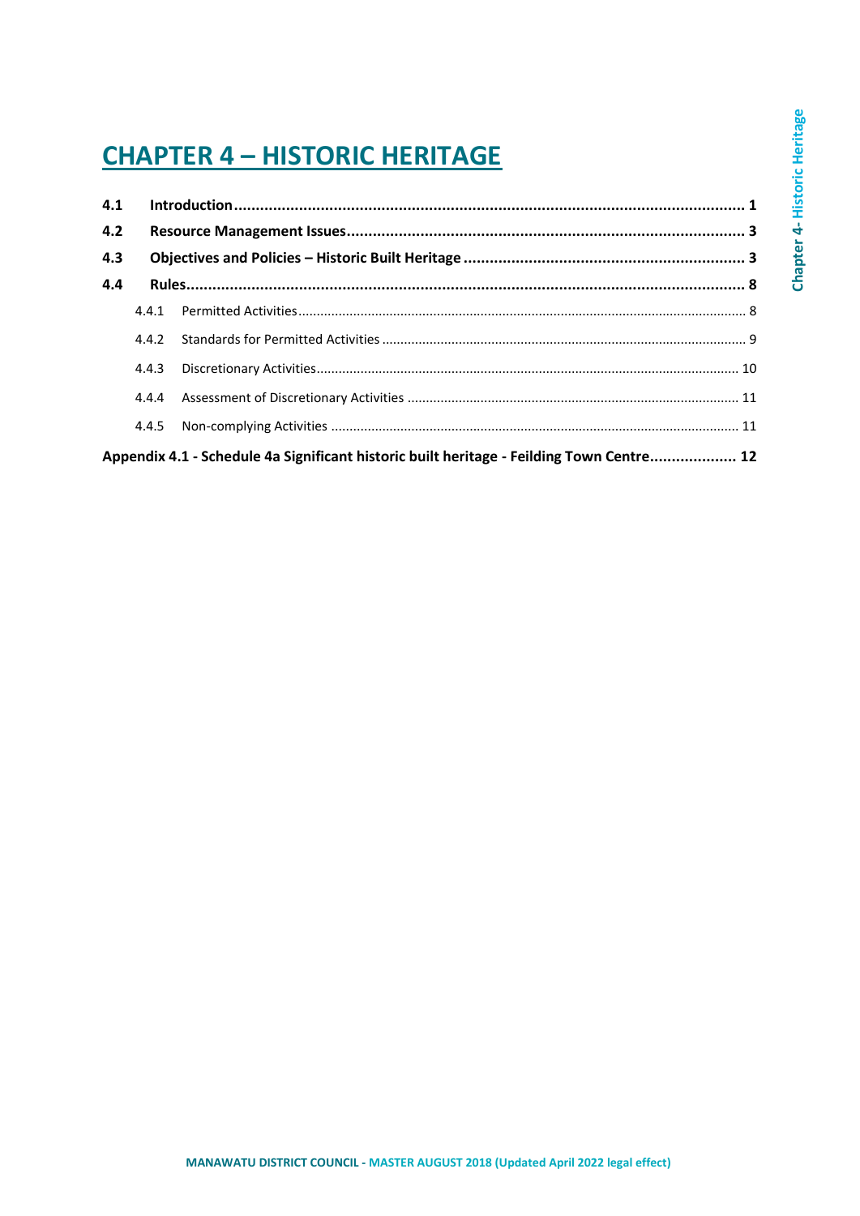# CHAPTER 4 – HISTORIC HERITAGE

| | | |
|---|---|---|
| **4.1** | **Introduction** | **1** |
| **4.2** | **Resource Management Issues** | **3** |
| **4.3** | **Objectives and Policies – Historic Built Heritage** | **3** |
| **4.4** | **Rules** | **8** |
| 4.4.1 | Permitted Activities | 8 |
| 4.4.2 | Standards for Permitted Activities | 9 |
| 4.4.3 | Discretionary Activities | 10 |
| 4.4.4 | Assessment of Discretionary Activities | 11 |
| 4.4.5 | Non-complying Activities | 11 |
| | **Appendix 4.1 - Schedule 4a Significant historic built heritage - Feilding Town Centre** | **12** |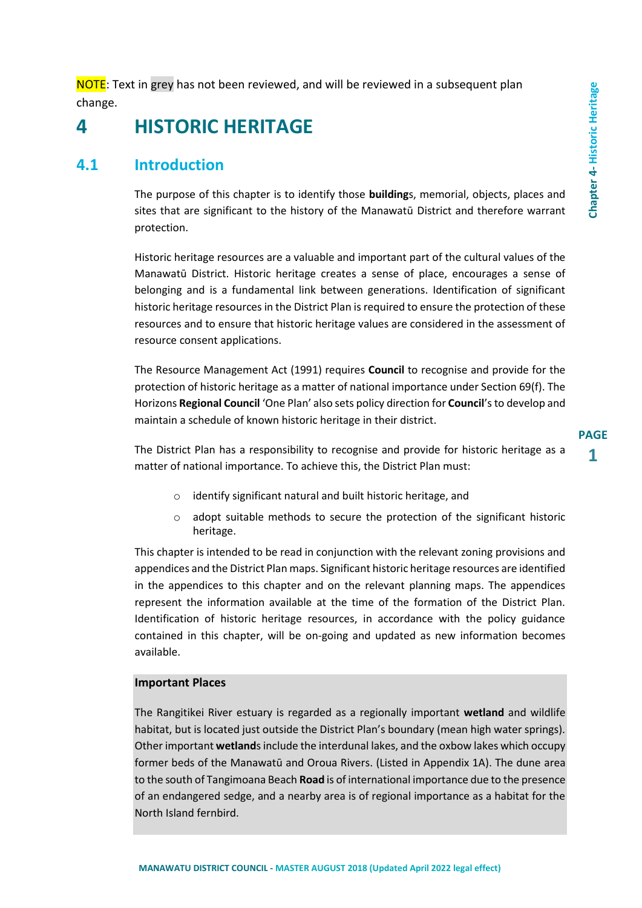NOTE: Text in grey has not been reviewed, and will be reviewed in a subsequent plan change.

# 4 HISTORIC HERITAGE

## 4.1 Introduction

The purpose of this chapter is to identify those **building**s, memorial, objects, places and sites that are significant to the history of the Manawatū District and therefore warrant protection.

Historic heritage resources are a valuable and important part of the cultural values of the Manawatū District. Historic heritage creates a sense of place, encourages a sense of belonging and is a fundamental link between generations. Identification of significant historic heritage resources in the District Plan is required to ensure the protection of these resources and to ensure that historic heritage values are considered in the assessment of resource consent applications.

The Resource Management Act (1991) requires **Council** to recognise and provide for the protection of historic heritage as a matter of national importance under Section 69(f). The Horizons **Regional Council** 'One Plan' also sets policy direction for **Council**'s to develop and maintain a schedule of known historic heritage in their district.

The District Plan has a responsibility to recognise and provide for historic heritage as a matter of national importance. To achieve this, the District Plan must:

- identify significant natural and built historic heritage, and
- adopt suitable methods to secure the protection of the significant historic heritage.

This chapter is intended to be read in conjunction with the relevant zoning provisions and appendices and the District Plan maps. Significant historic heritage resources are identified in the appendices to this chapter and on the relevant planning maps. The appendices represent the information available at the time of the formation of the District Plan. Identification of historic heritage resources, in accordance with the policy guidance contained in this chapter, will be on-going and updated as new information becomes available.

**Important Places**

The Rangitikei River estuary is regarded as a regionally important **wetland** and wildlife habitat, but is located just outside the District Plan's boundary (mean high water springs). Other important **wetland**s include the interdunal lakes, and the oxbow lakes which occupy former beds of the Manawatū and Oroua Rivers. (Listed in Appendix 1A). The dune area to the south of Tangimoana Beach **Road** is of international importance due to the presence of an endangered sedge, and a nearby area is of regional importance as a habitat for the North Island fernbird.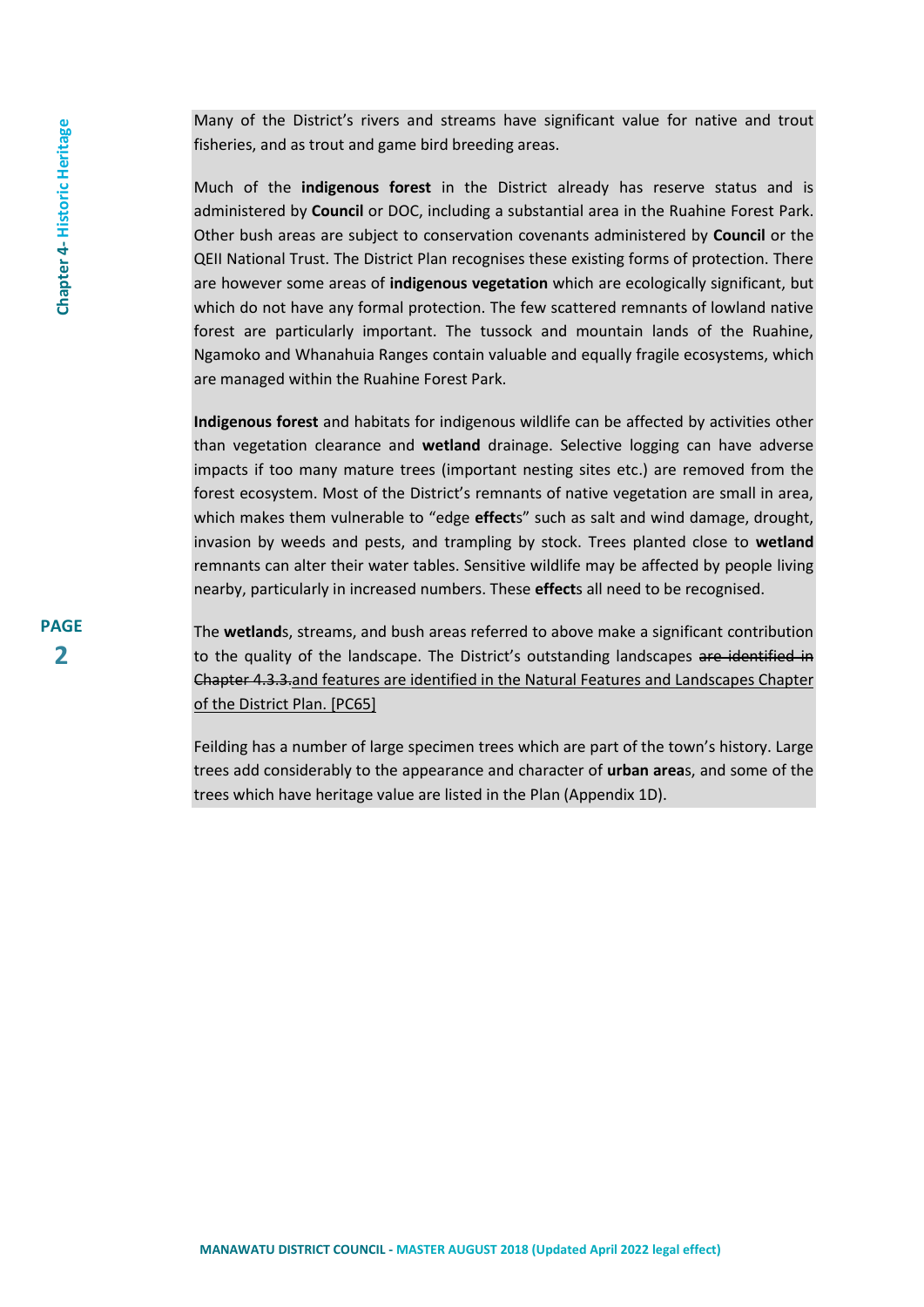Many of the District's rivers and streams have significant value for native and trout fisheries, and as trout and game bird breeding areas.

Much of the **indigenous forest** in the District already has reserve status and is administered by **Council** or DOC, including a substantial area in the Ruahine Forest Park. Other bush areas are subject to conservation covenants administered by **Council** or the QEII National Trust. The District Plan recognises these existing forms of protection. There are however some areas of **indigenous vegetation** which are ecologically significant, but which do not have any formal protection. The few scattered remnants of lowland native forest are particularly important. The tussock and mountain lands of the Ruahine, Ngamoko and Whanahuia Ranges contain valuable and equally fragile ecosystems, which are managed within the Ruahine Forest Park.

**Indigenous forest** and habitats for indigenous wildlife can be affected by activities other than vegetation clearance and **wetland** drainage. Selective logging can have adverse impacts if too many mature trees (important nesting sites etc.) are removed from the forest ecosystem. Most of the District's remnants of native vegetation are small in area, which makes them vulnerable to "edge **effect**s" such as salt and wind damage, drought, invasion by weeds and pests, and trampling by stock. Trees planted close to **wetland** remnants can alter their water tables. Sensitive wildlife may be affected by people living nearby, particularly in increased numbers. These **effect**s all need to be recognised.

The **wetland**s, streams, and bush areas referred to above make a significant contribution to the quality of the landscape. The District's outstanding landscapes ~~are identified in Chapter 4.3.3.~~<u>and features are identified in the Natural Features and Landscapes Chapter of the District Plan. [PC65]</u>

Feilding has a number of large specimen trees which are part of the town's history. Large trees add considerably to the appearance and character of **urban area**s, and some of the trees which have heritage value are listed in the Plan (Appendix 1D).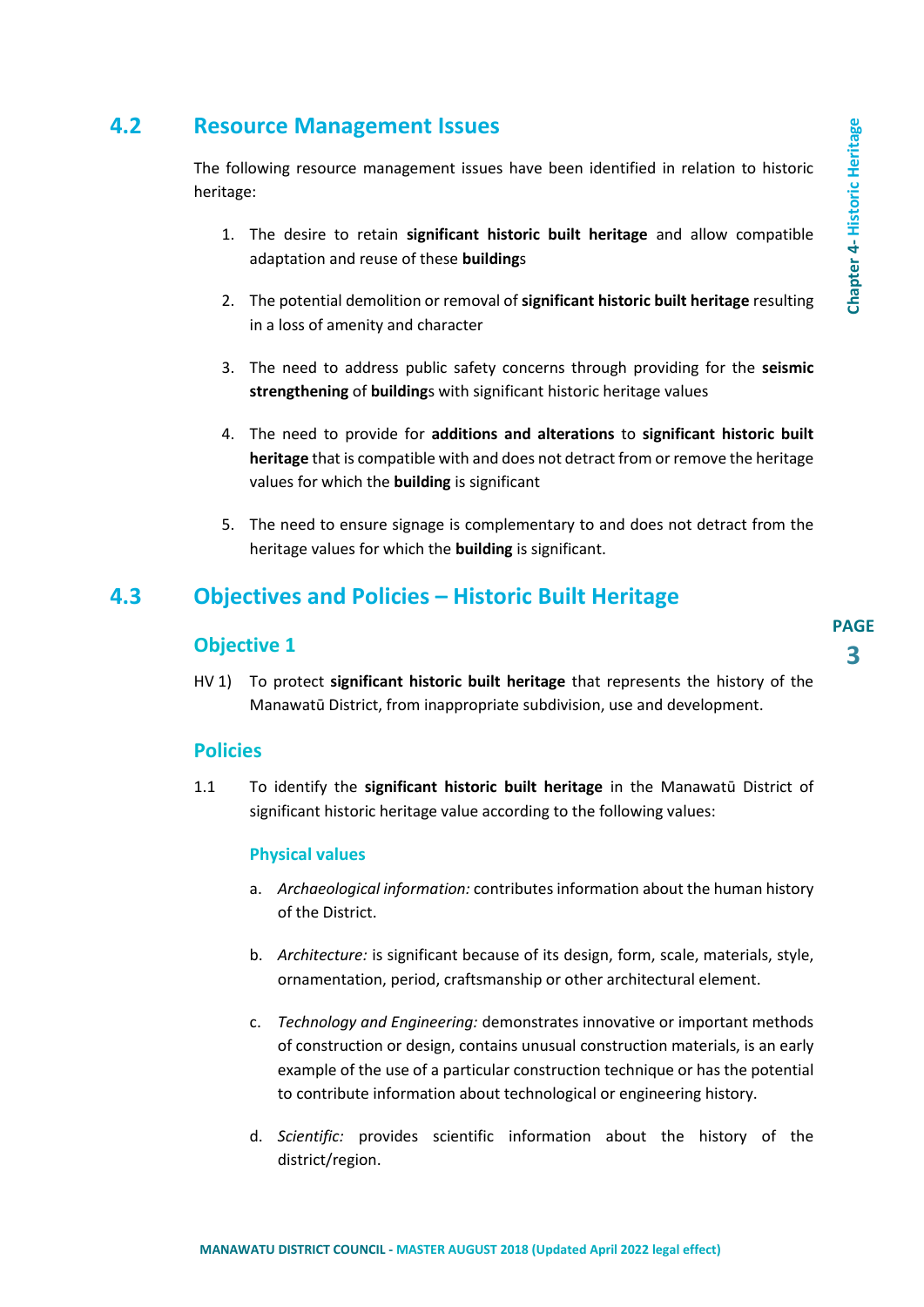## 4.2 Resource Management Issues

The following resource management issues have been identified in relation to historic heritage:

1. The desire to retain **significant historic built heritage** and allow compatible adaptation and reuse of these **building**s
2. The potential demolition or removal of **significant historic built heritage** resulting in a loss of amenity and character
3. The need to address public safety concerns through providing for the **seismic strengthening** of **building**s with significant historic heritage values
4. The need to provide for **additions and alterations** to **significant historic built heritage** that is compatible with and does not detract from or remove the heritage values for which the **building** is significant
5. The need to ensure signage is complementary to and does not detract from the heritage values for which the **building** is significant.

## 4.3 Objectives and Policies – Historic Built Heritage

### Objective 1

HV 1) To protect **significant historic built heritage** that represents the history of the Manawatū District, from inappropriate subdivision, use and development.

### Policies

1.1 To identify the **significant historic built heritage** in the Manawatū District of significant historic heritage value according to the following values:

#### Physical values

a. *Archaeological information:* contributes information about the human history of the District.

b. *Architecture:* is significant because of its design, form, scale, materials, style, ornamentation, period, craftsmanship or other architectural element.

c. *Technology and Engineering:* demonstrates innovative or important methods of construction or design, contains unusual construction materials, is an early example of the use of a particular construction technique or has the potential to contribute information about technological or engineering history.

d. *Scientific:* provides scientific information about the history of the district/region.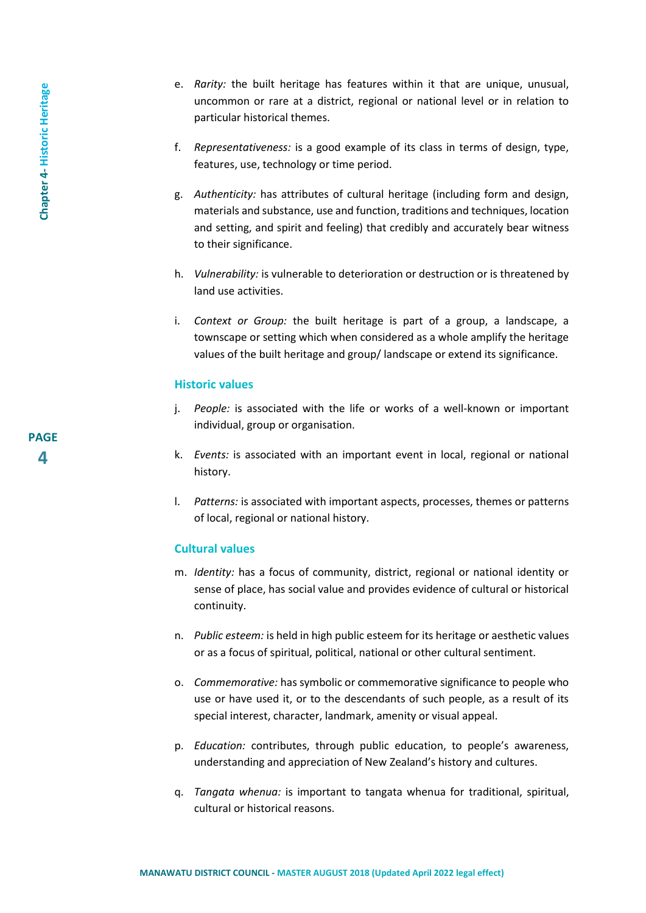e. *Rarity:* the built heritage has features within it that are unique, unusual, uncommon or rare at a district, regional or national level or in relation to particular historical themes.

f. *Representativeness:* is a good example of its class in terms of design, type, features, use, technology or time period.

g. *Authenticity:* has attributes of cultural heritage (including form and design, materials and substance, use and function, traditions and techniques, location and setting, and spirit and feeling) that credibly and accurately bear witness to their significance.

h. *Vulnerability:* is vulnerable to deterioration or destruction or is threatened by land use activities.

i. *Context or Group:* the built heritage is part of a group, a landscape, a townscape or setting which when considered as a whole amplify the heritage values of the built heritage and group/ landscape or extend its significance.

### Historic values

j. *People:* is associated with the life or works of a well-known or important individual, group or organisation.

k. *Events:* is associated with an important event in local, regional or national history.

l. *Patterns:* is associated with important aspects, processes, themes or patterns of local, regional or national history.

### Cultural values

m. *Identity:* has a focus of community, district, regional or national identity or sense of place, has social value and provides evidence of cultural or historical continuity.

n. *Public esteem:* is held in high public esteem for its heritage or aesthetic values or as a focus of spiritual, political, national or other cultural sentiment.

o. *Commemorative:* has symbolic or commemorative significance to people who use or have used it, or to the descendants of such people, as a result of its special interest, character, landmark, amenity or visual appeal.

p. *Education:* contributes, through public education, to people's awareness, understanding and appreciation of New Zealand's history and cultures.

q. *Tangata whenua:* is important to tangata whenua for traditional, spiritual, cultural or historical reasons.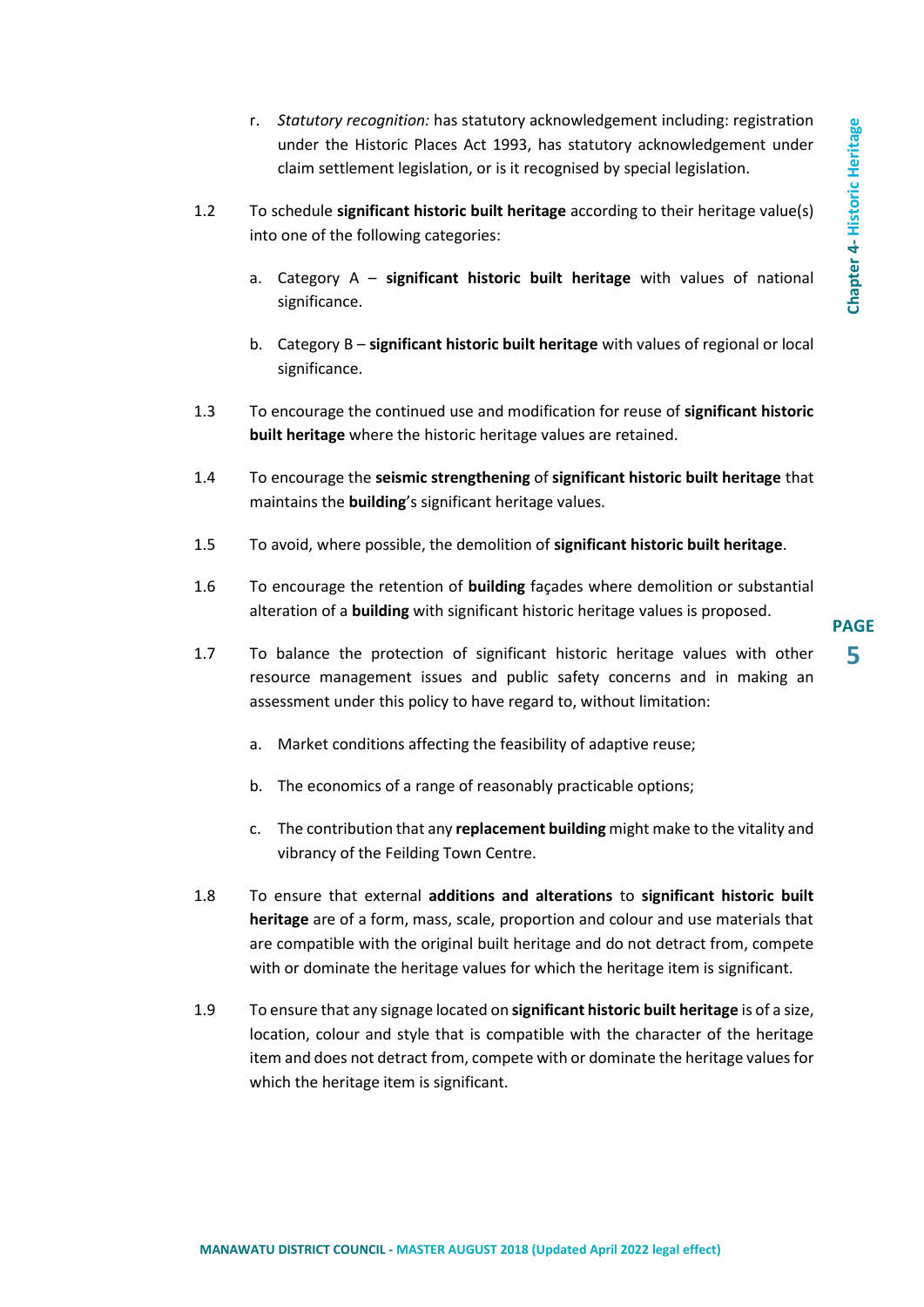r. *Statutory recognition:* has statutory acknowledgement including: registration under the Historic Places Act 1993, has statutory acknowledgement under claim settlement legislation, or is it recognised by special legislation.

1.2 To schedule **significant historic built heritage** according to their heritage value(s) into one of the following categories:

a. Category A – **significant historic built heritage** with values of national significance.

b. Category B – **significant historic built heritage** with values of regional or local significance.

1.3 To encourage the continued use and modification for reuse of **significant historic built heritage** where the historic heritage values are retained.

1.4 To encourage the **seismic strengthening** of **significant historic built heritage** that maintains the **building**'s significant heritage values.

1.5 To avoid, where possible, the demolition of **significant historic built heritage**.

1.6 To encourage the retention of **building** façades where demolition or substantial alteration of a **building** with significant historic heritage values is proposed.

1.7 To balance the protection of significant historic heritage values with other resource management issues and public safety concerns and in making an assessment under this policy to have regard to, without limitation:

a. Market conditions affecting the feasibility of adaptive reuse;

b. The economics of a range of reasonably practicable options;

c. The contribution that any **replacement building** might make to the vitality and vibrancy of the Feilding Town Centre.

1.8 To ensure that external **additions and alterations** to **significant historic built heritage** are of a form, mass, scale, proportion and colour and use materials that are compatible with the original built heritage and do not detract from, compete with or dominate the heritage values for which the heritage item is significant.

1.9 To ensure that any signage located on **significant historic built heritage** is of a size, location, colour and style that is compatible with the character of the heritage item and does not detract from, compete with or dominate the heritage values for which the heritage item is significant.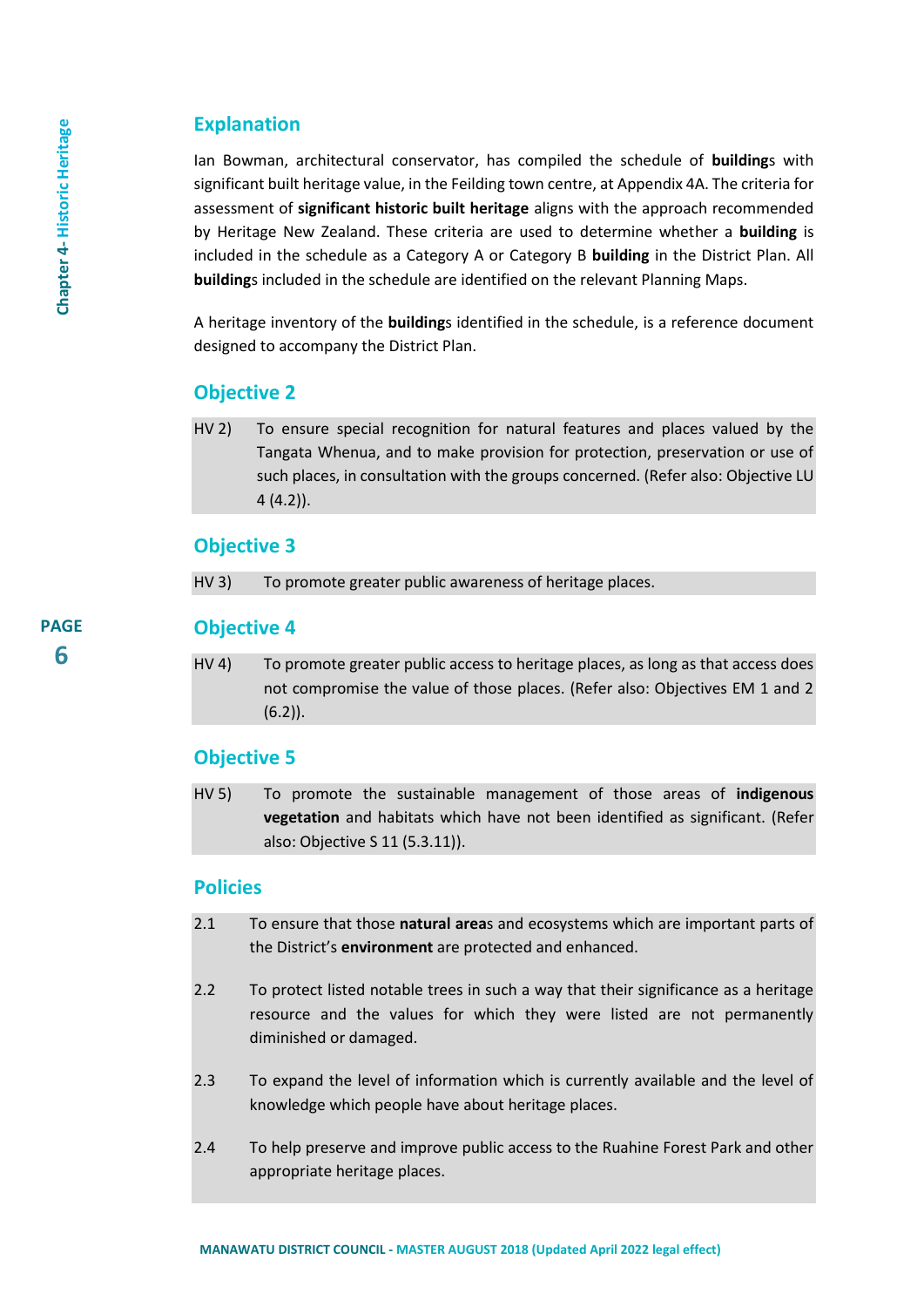## Explanation

Ian Bowman, architectural conservator, has compiled the schedule of **building**s with significant built heritage value, in the Feilding town centre, at Appendix 4A. The criteria for assessment of **significant historic built heritage** aligns with the approach recommended by Heritage New Zealand. These criteria are used to determine whether a **building** is included in the schedule as a Category A or Category B **building** in the District Plan. All **building**s included in the schedule are identified on the relevant Planning Maps.

A heritage inventory of the **building**s identified in the schedule, is a reference document designed to accompany the District Plan.

## Objective 2

HV 2) To ensure special recognition for natural features and places valued by the Tangata Whenua, and to make provision for protection, preservation or use of such places, in consultation with the groups concerned. (Refer also: Objective LU 4 (4.2)).

## Objective 3

HV 3) To promote greater public awareness of heritage places.

## Objective 4

HV 4) To promote greater public access to heritage places, as long as that access does not compromise the value of those places. (Refer also: Objectives EM 1 and 2 (6.2)).

## Objective 5

HV 5) To promote the sustainable management of those areas of **indigenous vegetation** and habitats which have not been identified as significant. (Refer also: Objective S 11 (5.3.11)).

## Policies

2.1 To ensure that those **natural area**s and ecosystems which are important parts of the District's **environment** are protected and enhanced.

2.2 To protect listed notable trees in such a way that their significance as a heritage resource and the values for which they were listed are not permanently diminished or damaged.

2.3 To expand the level of information which is currently available and the level of knowledge which people have about heritage places.

2.4 To help preserve and improve public access to the Ruahine Forest Park and other appropriate heritage places.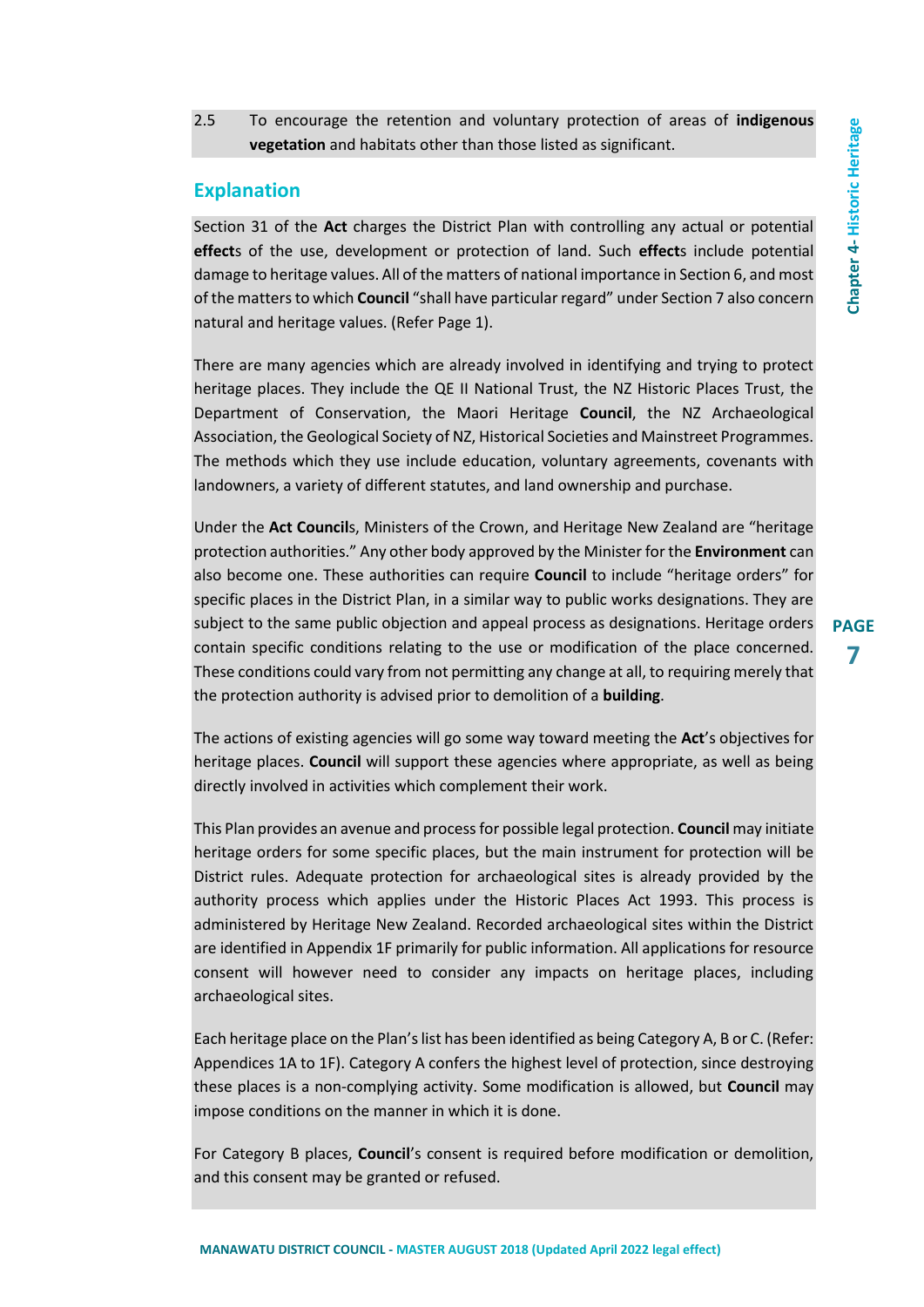2.5 To encourage the retention and voluntary protection of areas of **indigenous vegetation** and habitats other than those listed as significant.

## Explanation

Section 31 of the **Act** charges the District Plan with controlling any actual or potential **effect**s of the use, development or protection of land. Such **effect**s include potential damage to heritage values. All of the matters of national importance in Section 6, and most of the matters to which **Council** "shall have particular regard" under Section 7 also concern natural and heritage values. (Refer Page 1).

There are many agencies which are already involved in identifying and trying to protect heritage places. They include the QE II National Trust, the NZ Historic Places Trust, the Department of Conservation, the Maori Heritage **Council**, the NZ Archaeological Association, the Geological Society of NZ, Historical Societies and Mainstreet Programmes. The methods which they use include education, voluntary agreements, covenants with landowners, a variety of different statutes, and land ownership and purchase.

Under the **Act Council**s, Ministers of the Crown, and Heritage New Zealand are "heritage protection authorities." Any other body approved by the Minister for the **Environment** can also become one. These authorities can require **Council** to include "heritage orders" for specific places in the District Plan, in a similar way to public works designations. They are subject to the same public objection and appeal process as designations. Heritage orders contain specific conditions relating to the use or modification of the place concerned. These conditions could vary from not permitting any change at all, to requiring merely that the protection authority is advised prior to demolition of a **building**.

The actions of existing agencies will go some way toward meeting the **Act**'s objectives for heritage places. **Council** will support these agencies where appropriate, as well as being directly involved in activities which complement their work.

This Plan provides an avenue and process for possible legal protection. **Council** may initiate heritage orders for some specific places, but the main instrument for protection will be District rules. Adequate protection for archaeological sites is already provided by the authority process which applies under the Historic Places Act 1993. This process is administered by Heritage New Zealand. Recorded archaeological sites within the District are identified in Appendix 1F primarily for public information. All applications for resource consent will however need to consider any impacts on heritage places, including archaeological sites.

Each heritage place on the Plan's list has been identified as being Category A, B or C. (Refer: Appendices 1A to 1F). Category A confers the highest level of protection, since destroying these places is a non-complying activity. Some modification is allowed, but **Council** may impose conditions on the manner in which it is done.

For Category B places, **Council**'s consent is required before modification or demolition, and this consent may be granted or refused.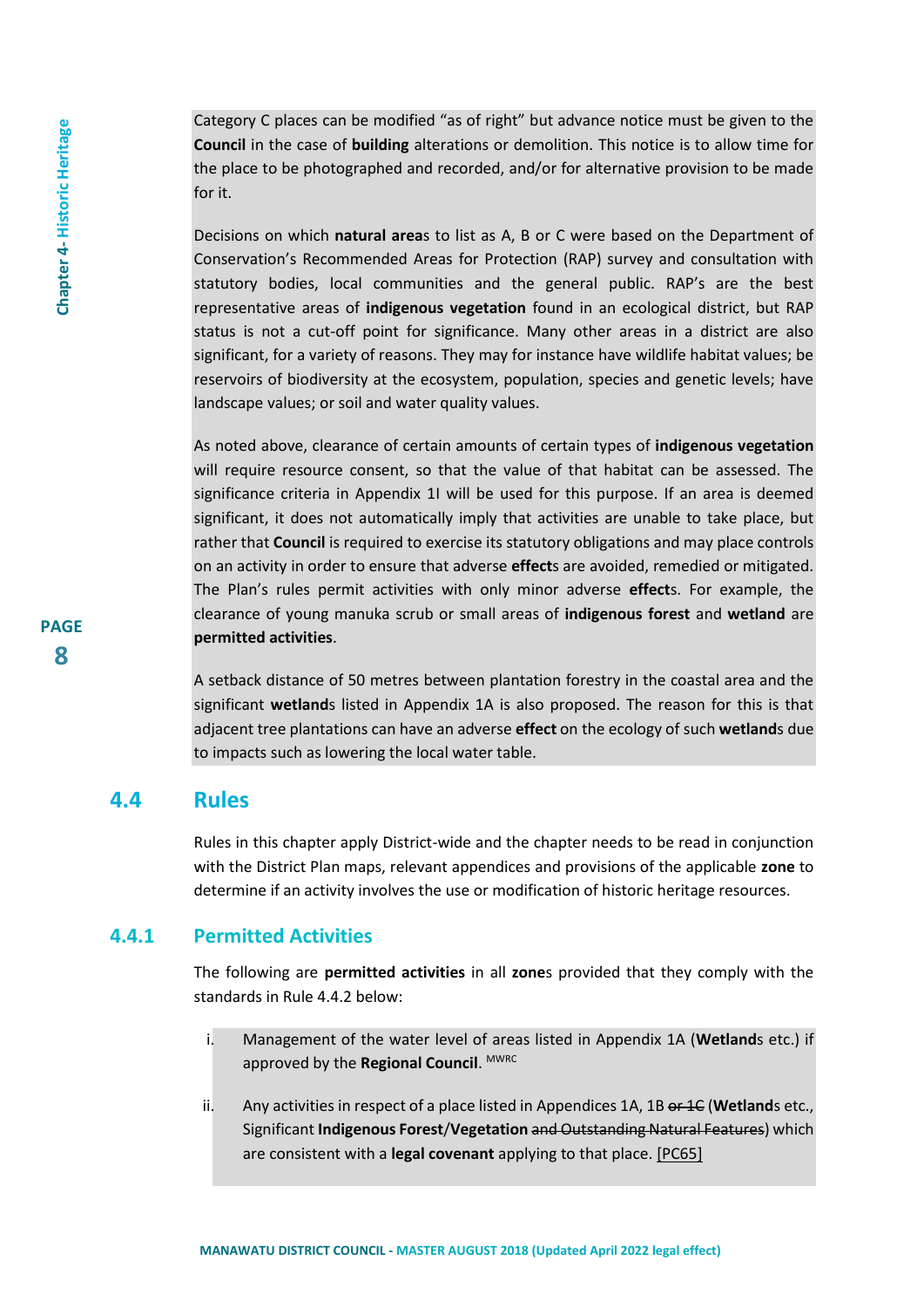Category C places can be modified "as of right" but advance notice must be given to the **Council** in the case of **building** alterations or demolition. This notice is to allow time for the place to be photographed and recorded, and/or for alternative provision to be made for it.

Decisions on which **natural area**s to list as A, B or C were based on the Department of Conservation's Recommended Areas for Protection (RAP) survey and consultation with statutory bodies, local communities and the general public. RAP's are the best representative areas of **indigenous vegetation** found in an ecological district, but RAP status is not a cut-off point for significance. Many other areas in a district are also significant, for a variety of reasons. They may for instance have wildlife habitat values; be reservoirs of biodiversity at the ecosystem, population, species and genetic levels; have landscape values; or soil and water quality values.

As noted above, clearance of certain amounts of certain types of **indigenous vegetation** will require resource consent, so that the value of that habitat can be assessed. The significance criteria in Appendix 1I will be used for this purpose. If an area is deemed significant, it does not automatically imply that activities are unable to take place, but rather that **Council** is required to exercise its statutory obligations and may place controls on an activity in order to ensure that adverse **effect**s are avoided, remedied or mitigated. The Plan's rules permit activities with only minor adverse **effect**s. For example, the clearance of young manuka scrub or small areas of **indigenous forest** and **wetland** are **permitted activities**.

A setback distance of 50 metres between plantation forestry in the coastal area and the significant **wetland**s listed in Appendix 1A is also proposed. The reason for this is that adjacent tree plantations can have an adverse **effect** on the ecology of such **wetland**s due to impacts such as lowering the local water table.

## 4.4 Rules

Rules in this chapter apply District-wide and the chapter needs to be read in conjunction with the District Plan maps, relevant appendices and provisions of the applicable **zone** to determine if an activity involves the use or modification of historic heritage resources.

### 4.4.1 Permitted Activities

The following are **permitted activities** in all **zone**s provided that they comply with the standards in Rule 4.4.2 below:

i. Management of the water level of areas listed in Appendix 1A (**Wetland**s etc.) if approved by the **Regional Council**. MWRC

ii. Any activities in respect of a place listed in Appendices 1A, 1B ~~or 1C~~ (**Wetland**s etc., Significant **Indigenous Forest**/**Vegetation** ~~and Outstanding Natural Features~~) which are consistent with a **legal covenant** applying to that place. [PC65]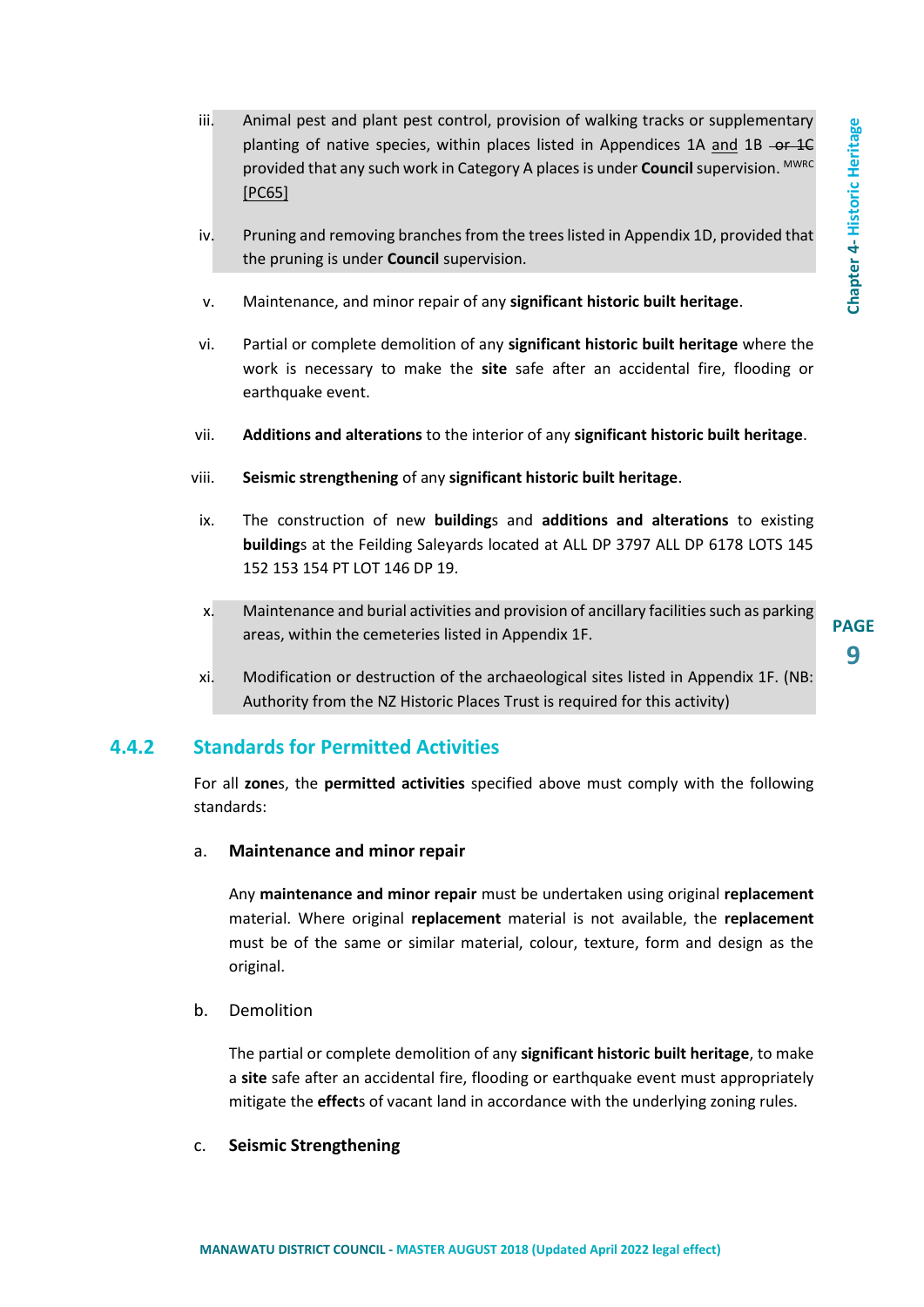iii. Animal pest and plant pest control, provision of walking tracks or supplementary planting of native species, within places listed in Appendices 1A <u>and</u> 1B ~~or 1C~~ provided that any such work in Category A places is under **Council** supervision. [MWRC] <u>[PC65]</u>

iv. Pruning and removing branches from the trees listed in Appendix 1D, provided that the pruning is under **Council** supervision.

v. Maintenance, and minor repair of any **significant historic built heritage**.

vi. Partial or complete demolition of any **significant historic built heritage** where the work is necessary to make the **site** safe after an accidental fire, flooding or earthquake event.

vii. **Additions and alterations** to the interior of any **significant historic built heritage**.

viii. **Seismic strengthening** of any **significant historic built heritage**.

ix. The construction of new **building**s and **additions and alterations** to existing **building**s at the Feilding Saleyards located at ALL DP 3797 ALL DP 6178 LOTS 145 152 153 154 PT LOT 146 DP 19.

x. Maintenance and burial activities and provision of ancillary facilities such as parking areas, within the cemeteries listed in Appendix 1F.

xi. Modification or destruction of the archaeological sites listed in Appendix 1F. (NB: Authority from the NZ Historic Places Trust is required for this activity)

## 4.4.2 Standards for Permitted Activities

For all **zone**s, the **permitted activities** specified above must comply with the following standards:

a. **Maintenance and minor repair**

Any **maintenance and minor repair** must be undertaken using original **replacement** material. Where original **replacement** material is not available, the **replacement** must be of the same or similar material, colour, texture, form and design as the original.

b. Demolition

The partial or complete demolition of any **significant historic built heritage**, to make a **site** safe after an accidental fire, flooding or earthquake event must appropriately mitigate the **effect**s of vacant land in accordance with the underlying zoning rules.

c. **Seismic Strengthening**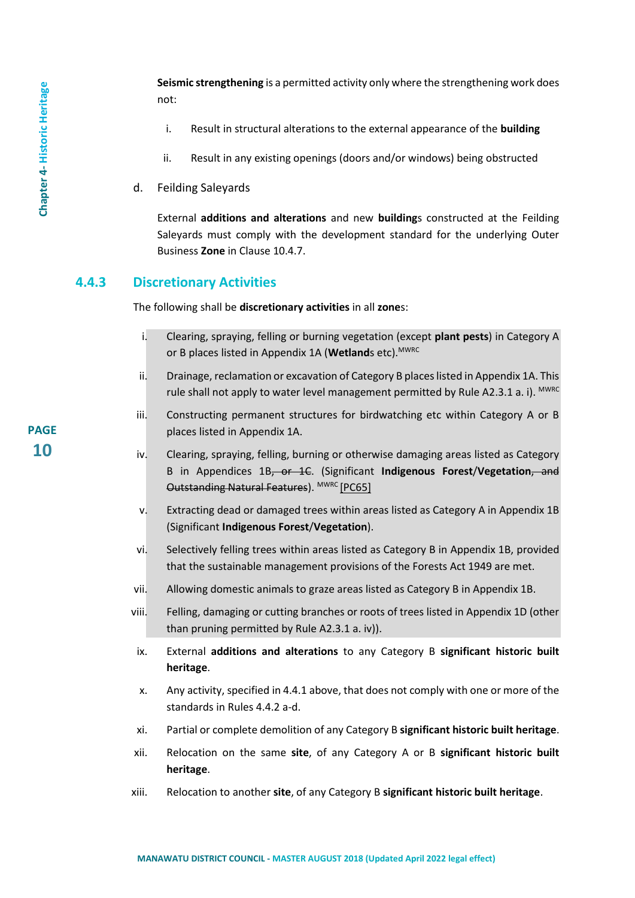**Seismic strengthening** is a permitted activity only where the strengthening work does not:

i. Result in structural alterations to the external appearance of the **building**

ii. Result in any existing openings (doors and/or windows) being obstructed

d. Feilding Saleyards

External **additions and alterations** and new **building**s constructed at the Feilding Saleyards must comply with the development standard for the underlying Outer Business **Zone** in Clause 10.4.7.

### 4.4.3 Discretionary Activities

The following shall be **discretionary activities** in all **zone**s:

i. Clearing, spraying, felling or burning vegetation (except **plant pests**) in Category A or B places listed in Appendix 1A (**Wetland**s etc).[MWRC]

ii. Drainage, reclamation or excavation of Category B places listed in Appendix 1A. This rule shall not apply to water level management permitted by Rule A2.3.1 a. i). [MWRC]

iii. Constructing permanent structures for birdwatching etc within Category A or B places listed in Appendix 1A.

iv. Clearing, spraying, felling, burning or otherwise damaging areas listed as Category B in Appendices 1B~~, or 1C~~. (Significant **Indigenous Forest**/**Vegetation**~~, and Outstanding Natural Features~~). [MWRC] [PC65]

v. Extracting dead or damaged trees within areas listed as Category A in Appendix 1B (Significant **Indigenous Forest**/**Vegetation**).

vi. Selectively felling trees within areas listed as Category B in Appendix 1B, provided that the sustainable management provisions of the Forests Act 1949 are met.

vii. Allowing domestic animals to graze areas listed as Category B in Appendix 1B.

viii. Felling, damaging or cutting branches or roots of trees listed in Appendix 1D (other than pruning permitted by Rule A2.3.1 a. iv)).

ix. External **additions and alterations** to any Category B **significant historic built heritage**.

x. Any activity, specified in 4.4.1 above, that does not comply with one or more of the standards in Rules 4.4.2 a-d.

xi. Partial or complete demolition of any Category B **significant historic built heritage**.

xii. Relocation on the same **site**, of any Category A or B **significant historic built heritage**.

xiii. Relocation to another **site**, of any Category B **significant historic built heritage**.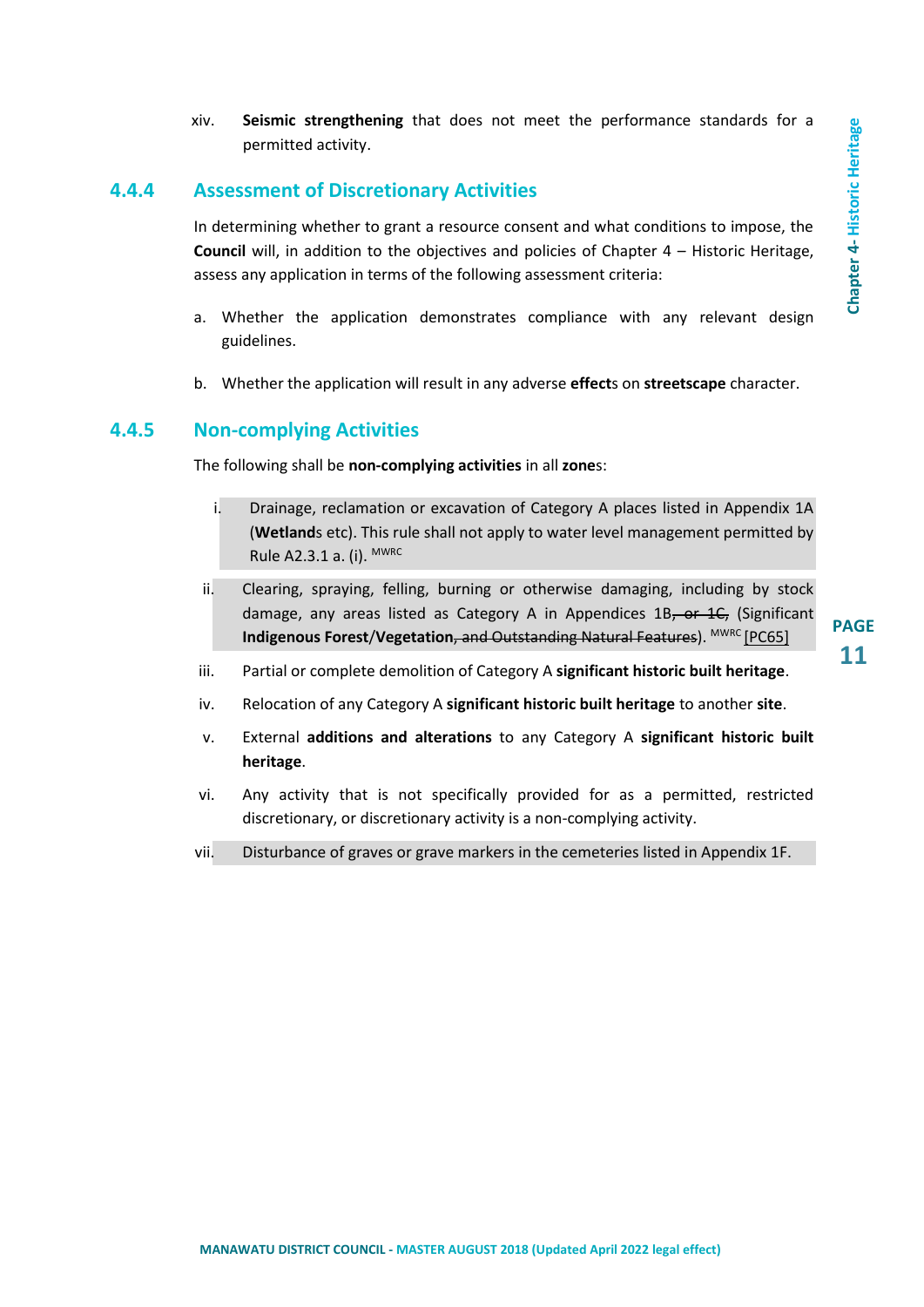xiv. **Seismic strengthening** that does not meet the performance standards for a permitted activity.

## 4.4.4 Assessment of Discretionary Activities

In determining whether to grant a resource consent and what conditions to impose, the **Council** will, in addition to the objectives and policies of Chapter 4 – Historic Heritage, assess any application in terms of the following assessment criteria:

a. Whether the application demonstrates compliance with any relevant design guidelines.

b. Whether the application will result in any adverse **effect**s on **streetscape** character.

## 4.4.5 Non-complying Activities

The following shall be **non-complying activities** in all **zone**s:

i. Drainage, reclamation or excavation of Category A places listed in Appendix 1A (**Wetland**s etc). This rule shall not apply to water level management permitted by Rule A2.3.1 a. (i). MWRC

ii. Clearing, spraying, felling, burning or otherwise damaging, including by stock damage, any areas listed as Category A in Appendices 1B~~, or 1C,~~ (Significant **Indigenous Forest**/**Vegetation**~~, and Outstanding Natural Features~~). MWRC [PC65]

iii. Partial or complete demolition of Category A **significant historic built heritage**.

iv. Relocation of any Category A **significant historic built heritage** to another **site**.

v. External **additions and alterations** to any Category A **significant historic built heritage**.

vi. Any activity that is not specifically provided for as a permitted, restricted discretionary, or discretionary activity is a non-complying activity.

vii. Disturbance of graves or grave markers in the cemeteries listed in Appendix 1F.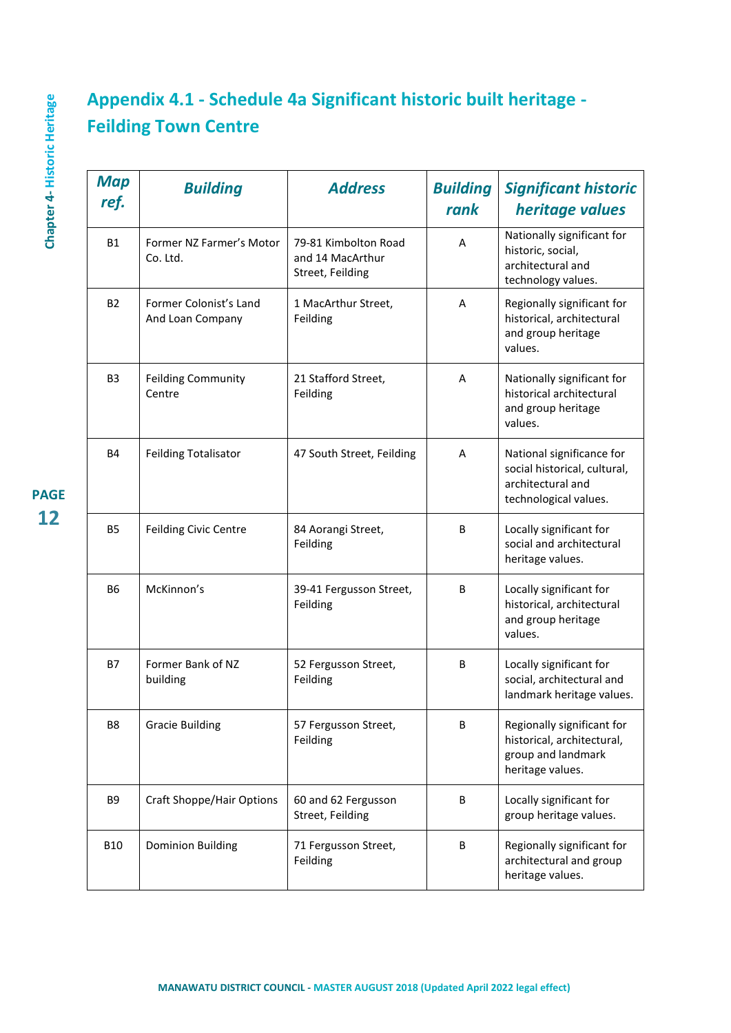# Appendix 4.1 - Schedule 4a Significant historic built heritage - Feilding Town Centre

| Map ref. | Building | Address | Building rank | Significant historic heritage values |
|---|---|---|---|---|
| B1 | Former NZ Farmer's Motor Co. Ltd. | 79-81 Kimbolton Road and 14 MacArthur Street, Feilding | A | Nationally significant for historic, social, architectural and technology values. |
| B2 | Former Colonist's Land And Loan Company | 1 MacArthur Street, Feilding | A | Regionally significant for historical, architectural and group heritage values. |
| B3 | Feilding Community Centre | 21 Stafford Street, Feilding | A | Nationally significant for historical architectural and group heritage values. |
| B4 | Feilding Totalisator | 47 South Street, Feilding | A | National significance for social historical, cultural, architectural and technological values. |
| B5 | Feilding Civic Centre | 84 Aorangi Street, Feilding | B | Locally significant for social and architectural heritage values. |
| B6 | McKinnon's | 39-41 Fergusson Street, Feilding | B | Locally significant for historical, architectural and group heritage values. |
| B7 | Former Bank of NZ building | 52 Fergusson Street, Feilding | B | Locally significant for social, architectural and landmark heritage values. |
| B8 | Gracie Building | 57 Fergusson Street, Feilding | B | Regionally significant for historical, architectural, group and landmark heritage values. |
| B9 | Craft Shoppe/Hair Options | 60 and 62 Fergusson Street, Feilding | B | Locally significant for group heritage values. |
| B10 | Dominion Building | 71 Fergusson Street, Feilding | B | Regionally significant for architectural and group heritage values. |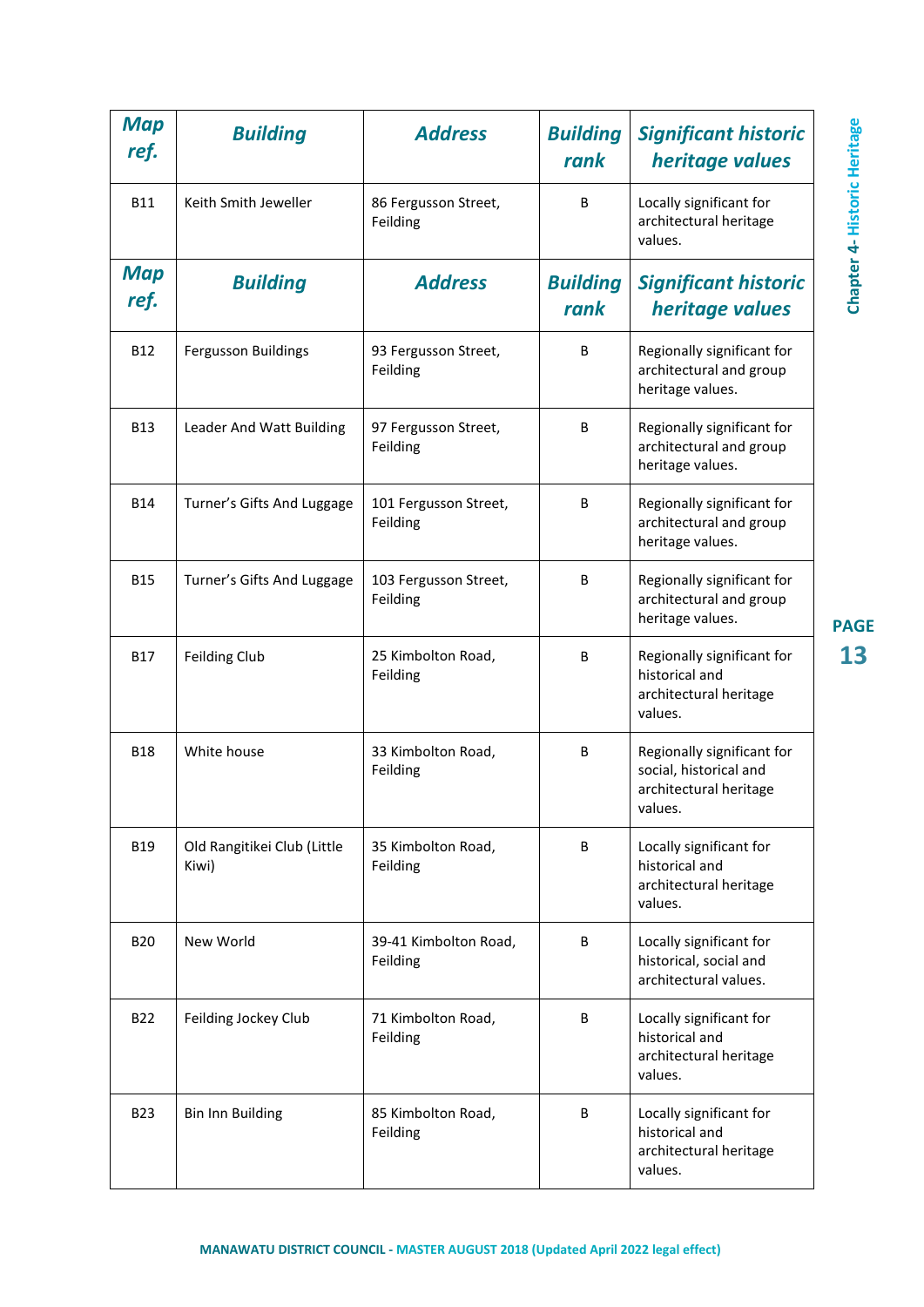| Map ref. | Building | Address | Building rank | Significant historic heritage values |
|---|---|---|---|---|
| B11 | Keith Smith Jeweller | 86 Fergusson Street, Feilding | B | Locally significant for architectural heritage values. |
| B12 | Fergusson Buildings | 93 Fergusson Street, Feilding | B | Regionally significant for architectural and group heritage values. |
| B13 | Leader And Watt Building | 97 Fergusson Street, Feilding | B | Regionally significant for architectural and group heritage values. |
| B14 | Turner's Gifts And Luggage | 101 Fergusson Street, Feilding | B | Regionally significant for architectural and group heritage values. |
| B15 | Turner's Gifts And Luggage | 103 Fergusson Street, Feilding | B | Regionally significant for architectural and group heritage values. |
| B17 | Feilding Club | 25 Kimbolton Road, Feilding | B | Regionally significant for historical and architectural heritage values. |
| B18 | White house | 33 Kimbolton Road, Feilding | B | Regionally significant for social, historical and architectural heritage values. |
| B19 | Old Rangitikei Club (Little Kiwi) | 35 Kimbolton Road, Feilding | B | Locally significant for historical and architectural heritage values. |
| B20 | New World | 39-41 Kimbolton Road, Feilding | B | Locally significant for historical, social and architectural values. |
| B22 | Feilding Jockey Club | 71 Kimbolton Road, Feilding | B | Locally significant for historical and architectural heritage values. |
| B23 | Bin Inn Building | 85 Kimbolton Road, Feilding | B | Locally significant for historical and architectural heritage values. |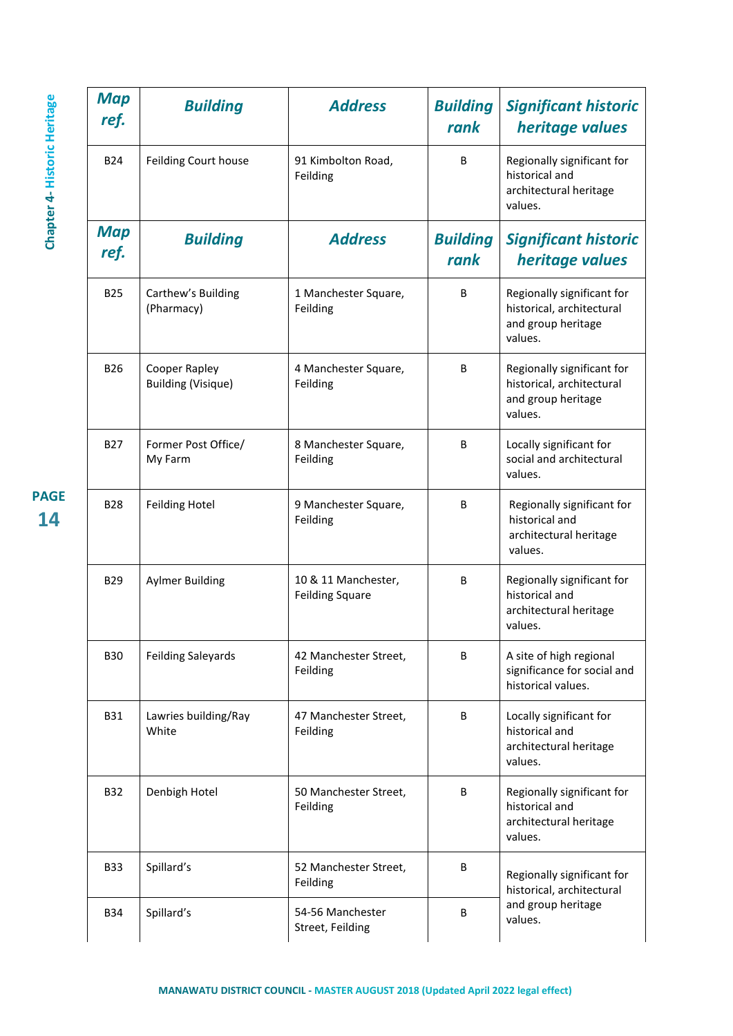| Map ref. | Building | Address | Building rank | Significant historic heritage values |
|---|---|---|---|---|
| B24 | Feilding Court house | 91 Kimbolton Road, Feilding | B | Regionally significant for historical and architectural heritage values. |
| **Map ref.** | **Building** | **Address** | **Building rank** | **Significant historic heritage values** |
| B25 | Carthew's Building (Pharmacy) | 1 Manchester Square, Feilding | B | Regionally significant for historical, architectural and group heritage values. |
| B26 | Cooper Rapley Building (Visique) | 4 Manchester Square, Feilding | B | Regionally significant for historical, architectural and group heritage values. |
| B27 | Former Post Office/ My Farm | 8 Manchester Square, Feilding | B | Locally significant for social and architectural values. |
| B28 | Feilding Hotel | 9 Manchester Square, Feilding | B | Regionally significant for historical and architectural heritage values. |
| B29 | Aylmer Building | 10 & 11 Manchester, Feilding Square | B | Regionally significant for historical and architectural heritage values. |
| B30 | Feilding Saleyards | 42 Manchester Street, Feilding | B | A site of high regional significance for social and historical values. |
| B31 | Lawries building/Ray White | 47 Manchester Street, Feilding | B | Locally significant for historical and architectural heritage values. |
| B32 | Denbigh Hotel | 50 Manchester Street, Feilding | B | Regionally significant for historical and architectural heritage values. |
| B33 | Spillard's | 52 Manchester Street, Feilding | B | Regionally significant for historical, architectural and group heritage values. |
| B34 | Spillard's | 54-56 Manchester Street, Feilding | B | |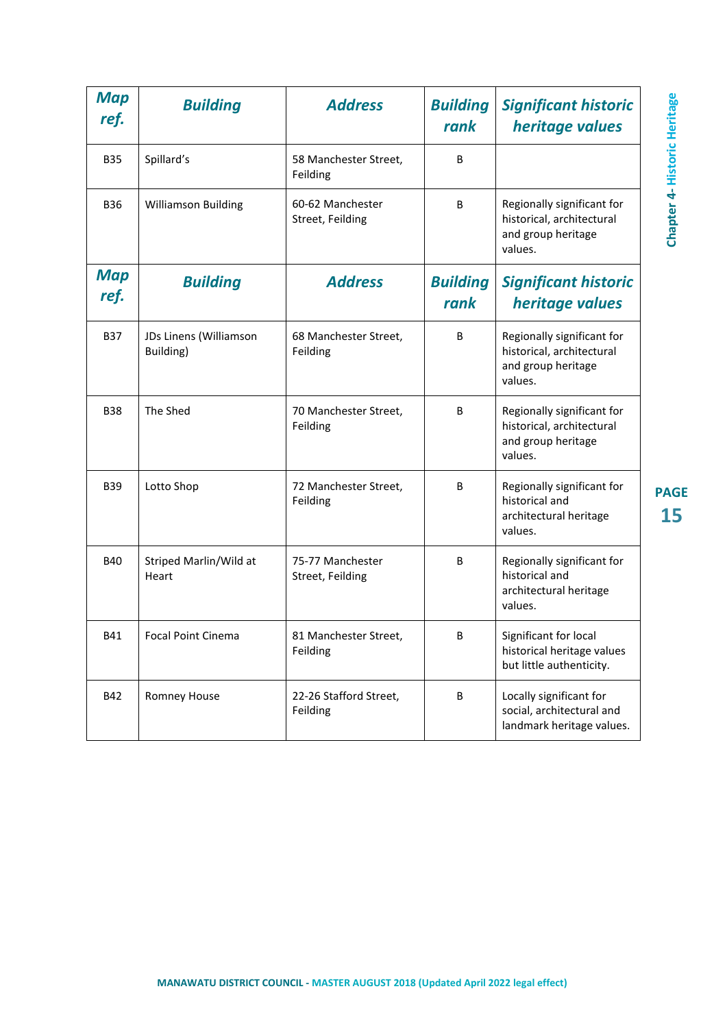| Map ref. | Building | Address | Building rank | Significant historic heritage values |
|---|---|---|---|---|
| B35 | Spillard's | 58 Manchester Street, Feilding | B | |
| B36 | Williamson Building | 60-62 Manchester Street, Feilding | B | Regionally significant for historical, architectural and group heritage values. |
| B37 | JDs Linens (Williamson Building) | 68 Manchester Street, Feilding | B | Regionally significant for historical, architectural and group heritage values. |
| B38 | The Shed | 70 Manchester Street, Feilding | B | Regionally significant for historical, architectural and group heritage values. |
| B39 | Lotto Shop | 72 Manchester Street, Feilding | B | Regionally significant for historical and architectural heritage values. |
| B40 | Striped Marlin/Wild at Heart | 75-77 Manchester Street, Feilding | B | Regionally significant for historical and architectural heritage values. |
| B41 | Focal Point Cinema | 81 Manchester Street, Feilding | B | Significant for local historical heritage values but little authenticity. |
| B42 | Romney House | 22-26 Stafford Street, Feilding | B | Locally significant for social, architectural and landmark heritage values. |